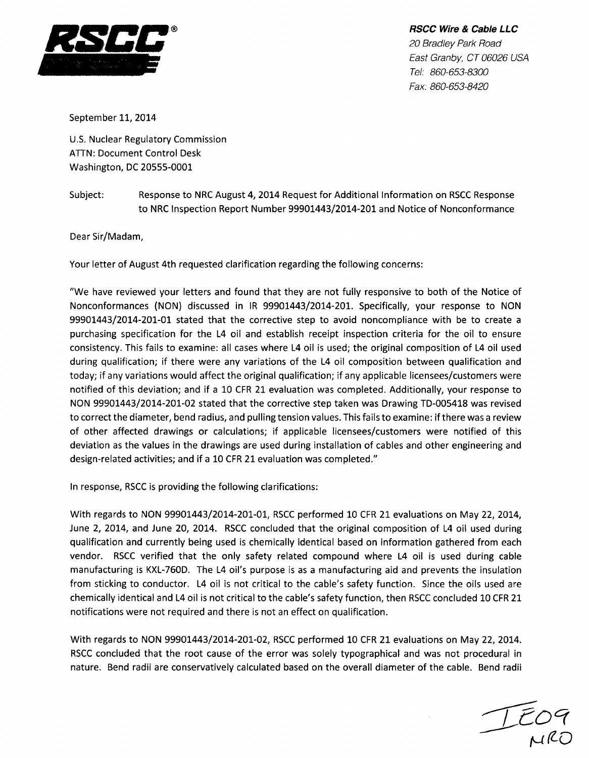**RSCC Wire & Cable LLC**
*20 Bradley Park Road*
*East Granby, CT 06026 USA*
*Tel: 860-653-8300*
*Fax: 860-653-8420*

September 11, 2014

U.S. Nuclear Regulatory Commission
ATTN: Document Control Desk
Washington, DC 20555-0001

Subject: Response to NRC August 4, 2014 Request for Additional Information on RSCC Response to NRC Inspection Report Number 99901443/2014-201 and Notice of Nonconformance

Dear Sir/Madam,

Your letter of August 4th requested clarification regarding the following concerns:

"We have reviewed your letters and found that they are not fully responsive to both of the Notice of Nonconformances (NON) discussed in IR 99901443/2014-201. Specifically, your response to NON 99901443/2014-201-01 stated that the corrective step to avoid noncompliance with be to create a purchasing specification for the L4 oil and establish receipt inspection criteria for the oil to ensure consistency. This fails to examine: all cases where L4 oil is used; the original composition of L4 oil used during qualification; if there were any variations of the L4 oil composition between qualification and today; if any variations would affect the original qualification; if any applicable licensees/customers were notified of this deviation; and if a 10 CFR 21 evaluation was completed. Additionally, your response to NON 99901443/2014-201-02 stated that the corrective step taken was Drawing TD-005418 was revised to correct the diameter, bend radius, and pulling tension values. This fails to examine: if there was a review of other affected drawings or calculations; if applicable licensees/customers were notified of this deviation as the values in the drawings are used during installation of cables and other engineering and design-related activities; and if a 10 CFR 21 evaluation was completed."

In response, RSCC is providing the following clarifications:

With regards to NON 99901443/2014-201-01, RSCC performed 10 CFR 21 evaluations on May 22, 2014, June 2, 2014, and June 20, 2014. RSCC concluded that the original composition of L4 oil used during qualification and currently being used is chemically identical based on information gathered from each vendor. RSCC verified that the only safety related compound where L4 oil is used during cable manufacturing is KXL-760D. The L4 oil's purpose is as a manufacturing aid and prevents the insulation from sticking to conductor. L4 oil is not critical to the cable's safety function. Since the oils used are chemically identical and L4 oil is not critical to the cable's safety function, then RSCC concluded 10 CFR 21 notifications were not required and there is not an effect on qualification.

With regards to NON 99901443/2014-201-02, RSCC performed 10 CFR 21 evaluations on May 22, 2014. RSCC concluded that the root cause of the error was solely typographical and was not procedural in nature. Bend radii are conservatively calculated based on the overall diameter of the cable. Bend radii

IE09
NRO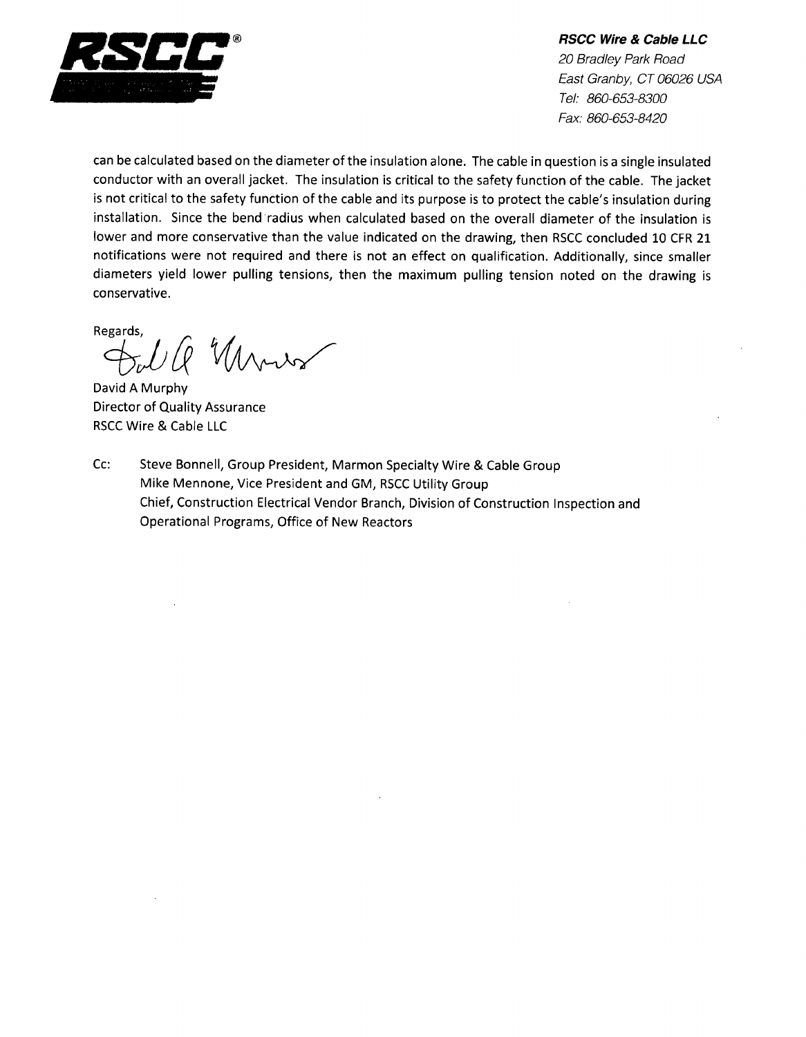**RSCC Wire & Cable LLC**
*20 Bradley Park Road*
*East Granby, CT 06026 USA*
*Tel: 860-653-8300*
*Fax: 860-653-8420*

can be calculated based on the diameter of the insulation alone. The cable in question is a single insulated conductor with an overall jacket. The insulation is critical to the safety function of the cable. The jacket is not critical to the safety function of the cable and its purpose is to protect the cable's insulation during installation. Since the bend radius when calculated based on the overall diameter of the insulation is lower and more conservative than the value indicated on the drawing, then RSCC concluded 10 CFR 21 notifications were not required and there is not an effect on qualification. Additionally, since smaller diameters yield lower pulling tensions, then the maximum pulling tension noted on the drawing is conservative.

Regards,

David A Murphy
Director of Quality Assurance
RSCC Wire & Cable LLC

Cc: Steve Bonnell, Group President, Marmon Specialty Wire & Cable Group
Mike Mennone, Vice President and GM, RSCC Utility Group
Chief, Construction Electrical Vendor Branch, Division of Construction Inspection and Operational Programs, Office of New Reactors